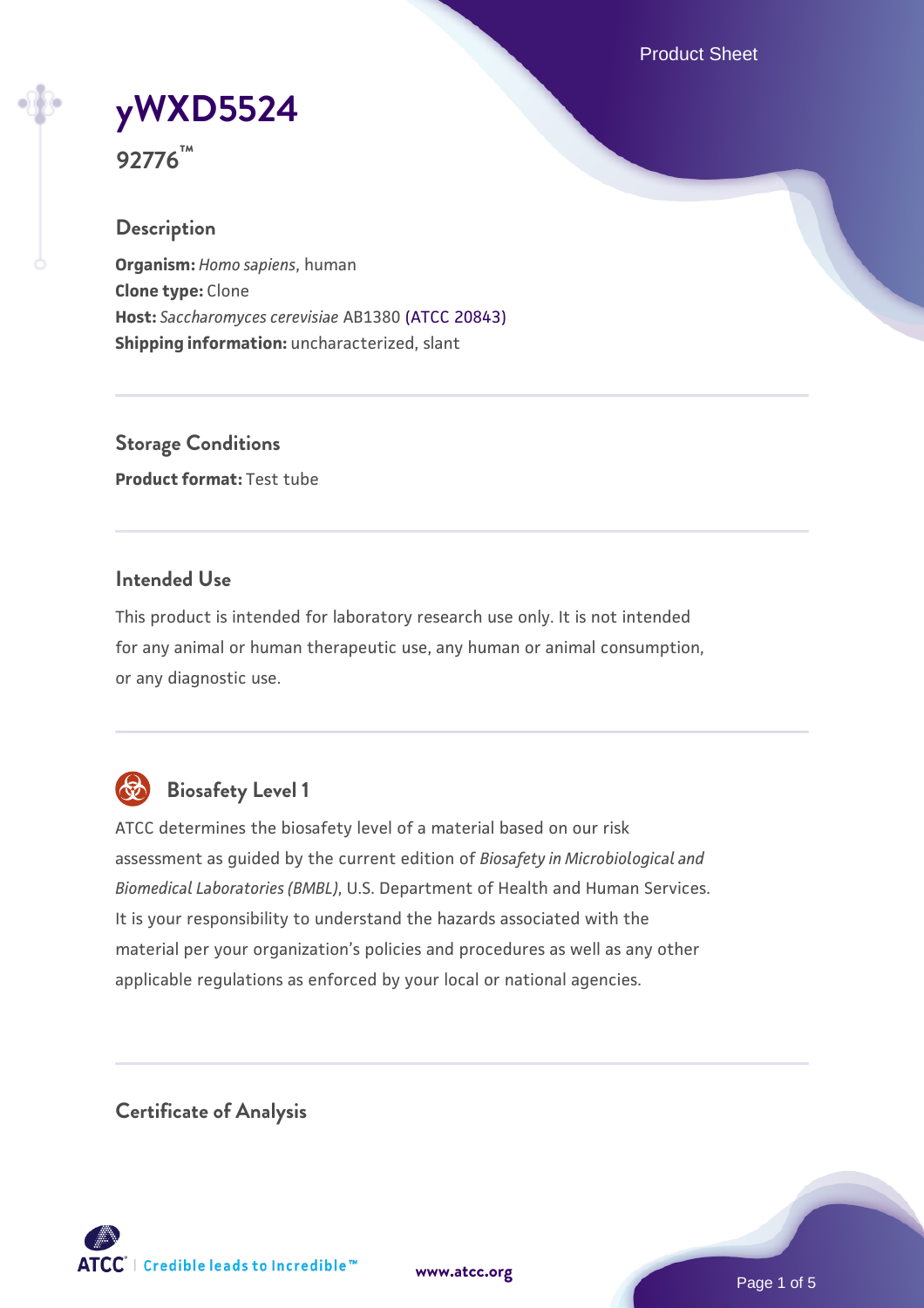# yWXD5524

**92776™**

## Description

**Organism:** *Homo sapiens*, human
**Clone type:** Clone
**Host:** *Saccharomyces cerevisiae* AB1380 (ATCC 20843)
**Shipping information:** uncharacterized, slant

## Storage Conditions

**Product format:** Test tube

## Intended Use

This product is intended for laboratory research use only. It is not intended for any animal or human therapeutic use, any human or animal consumption, or any diagnostic use.

## Biosafety Level 1

ATCC determines the biosafety level of a material based on our risk assessment as guided by the current edition of *Biosafety in Microbiological and Biomedical Laboratories (BMBL)*, U.S. Department of Health and Human Services. It is your responsibility to understand the hazards associated with the material per your organization's policies and procedures as well as any other applicable regulations as enforced by your local or national agencies.

## Certificate of Analysis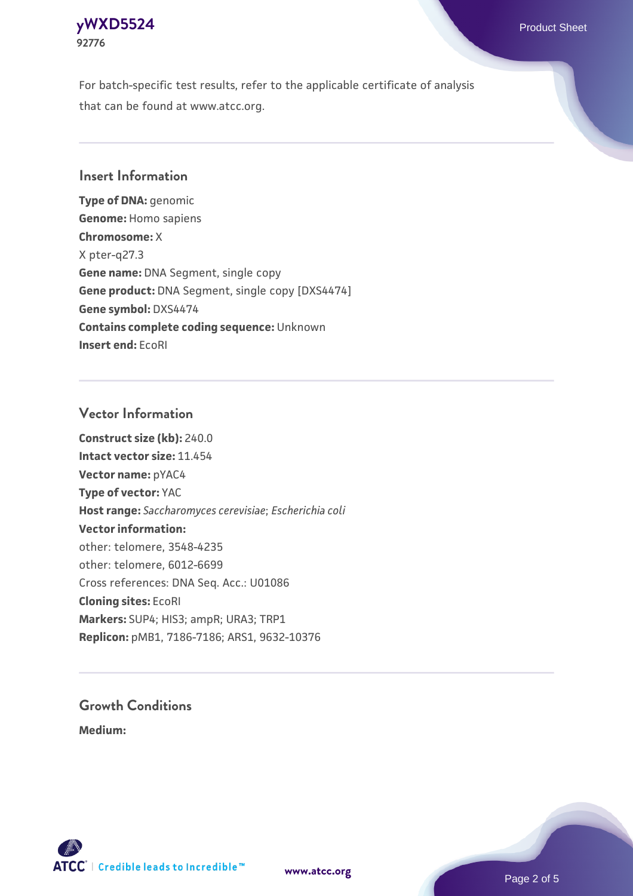For batch-specific test results, refer to the applicable certificate of analysis that can be found at www.atcc.org.

## Insert Information

**Type of DNA:** genomic
**Genome:** Homo sapiens
**Chromosome:** X
X pter-q27.3
**Gene name:** DNA Segment, single copy
**Gene product:** DNA Segment, single copy [DXS4474]
**Gene symbol:** DXS4474
**Contains complete coding sequence:** Unknown
**Insert end:** EcoRI

## Vector Information

**Construct size (kb):** 240.0
**Intact vector size:** 11.454
**Vector name:** pYAC4
**Type of vector:** YAC
**Host range:** *Saccharomyces cerevisiae*; *Escherichia coli*
**Vector information:**
other: telomere, 3548-4235
other: telomere, 6012-6699
Cross references: DNA Seq. Acc.: U01086
**Cloning sites:** EcoRI
**Markers:** SUP4; HIS3; ampR; URA3; TRP1
**Replicon:** pMB1, 7186-7186; ARS1, 9632-10376

## Growth Conditions

**Medium:**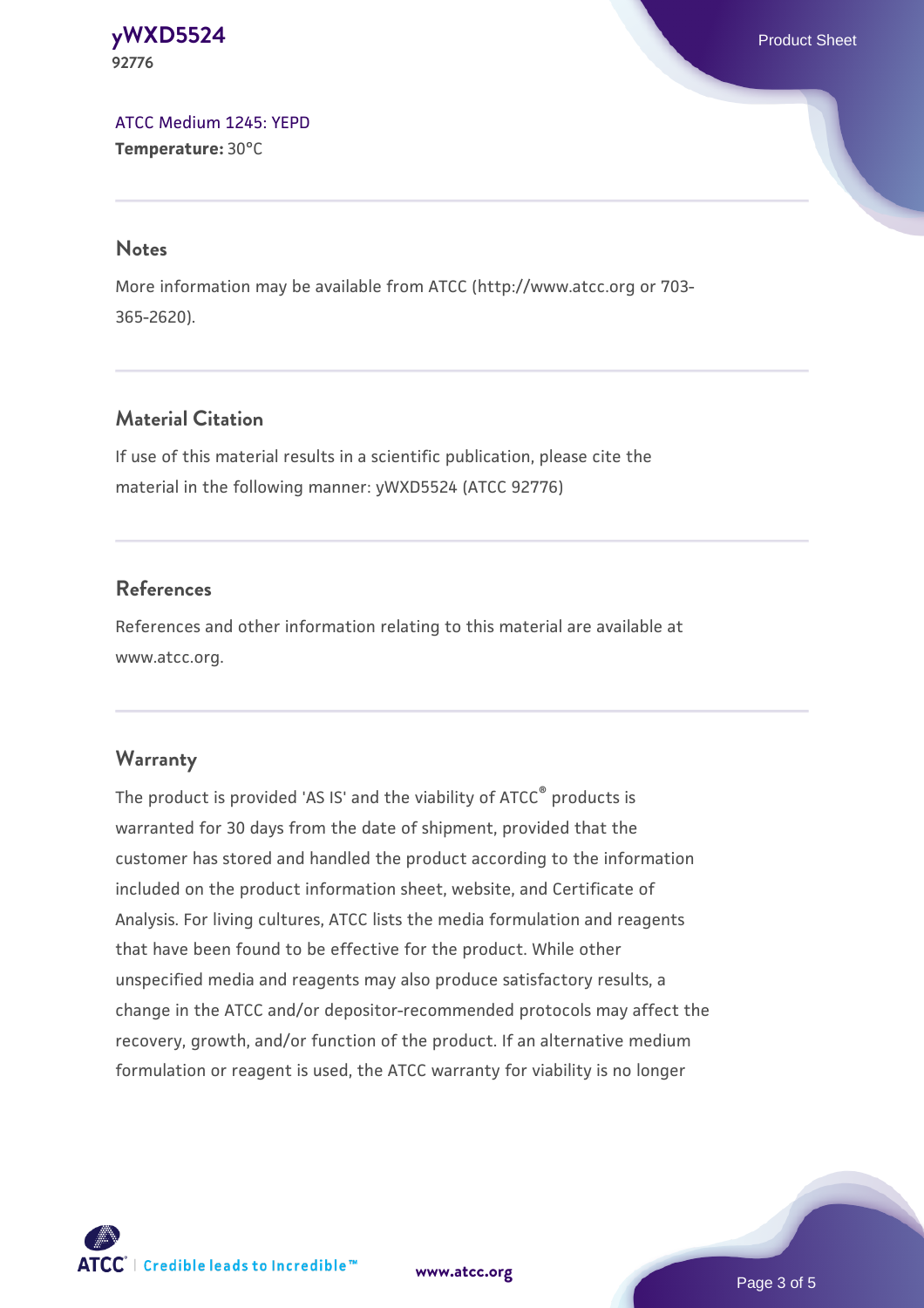ATCC Medium 1245: YEPD
**Temperature:** 30°C

## Notes

More information may be available from ATCC (http://www.atcc.org or 703-365-2620).

## Material Citation

If use of this material results in a scientific publication, please cite the material in the following manner: yWXD5524 (ATCC 92776)

## References

References and other information relating to this material are available at www.atcc.org.

## Warranty

The product is provided 'AS IS' and the viability of ATCC® products is warranted for 30 days from the date of shipment, provided that the customer has stored and handled the product according to the information included on the product information sheet, website, and Certificate of Analysis. For living cultures, ATCC lists the media formulation and reagents that have been found to be effective for the product. While other unspecified media and reagents may also produce satisfactory results, a change in the ATCC and/or depositor-recommended protocols may affect the recovery, growth, and/or function of the product. If an alternative medium formulation or reagent is used, the ATCC warranty for viability is no longer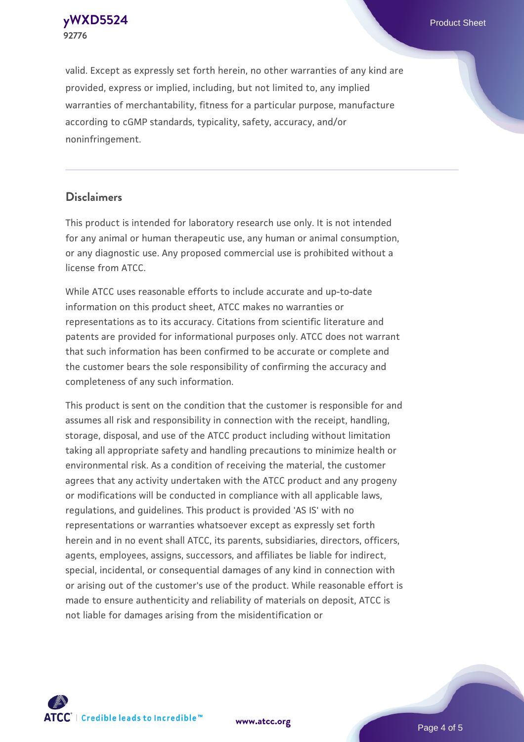valid. Except as expressly set forth herein, no other warranties of any kind are provided, express or implied, including, but not limited to, any implied warranties of merchantability, fitness for a particular purpose, manufacture according to cGMP standards, typicality, safety, accuracy, and/or noninfringement.

## Disclaimers

This product is intended for laboratory research use only. It is not intended for any animal or human therapeutic use, any human or animal consumption, or any diagnostic use. Any proposed commercial use is prohibited without a license from ATCC.

While ATCC uses reasonable efforts to include accurate and up-to-date information on this product sheet, ATCC makes no warranties or representations as to its accuracy. Citations from scientific literature and patents are provided for informational purposes only. ATCC does not warrant that such information has been confirmed to be accurate or complete and the customer bears the sole responsibility of confirming the accuracy and completeness of any such information.

This product is sent on the condition that the customer is responsible for and assumes all risk and responsibility in connection with the receipt, handling, storage, disposal, and use of the ATCC product including without limitation taking all appropriate safety and handling precautions to minimize health or environmental risk. As a condition of receiving the material, the customer agrees that any activity undertaken with the ATCC product and any progeny or modifications will be conducted in compliance with all applicable laws, regulations, and guidelines. This product is provided 'AS IS' with no representations or warranties whatsoever except as expressly set forth herein and in no event shall ATCC, its parents, subsidiaries, directors, officers, agents, employees, assigns, successors, and affiliates be liable for indirect, special, incidental, or consequential damages of any kind in connection with or arising out of the customer's use of the product. While reasonable effort is made to ensure authenticity and reliability of materials on deposit, ATCC is not liable for damages arising from the misidentification or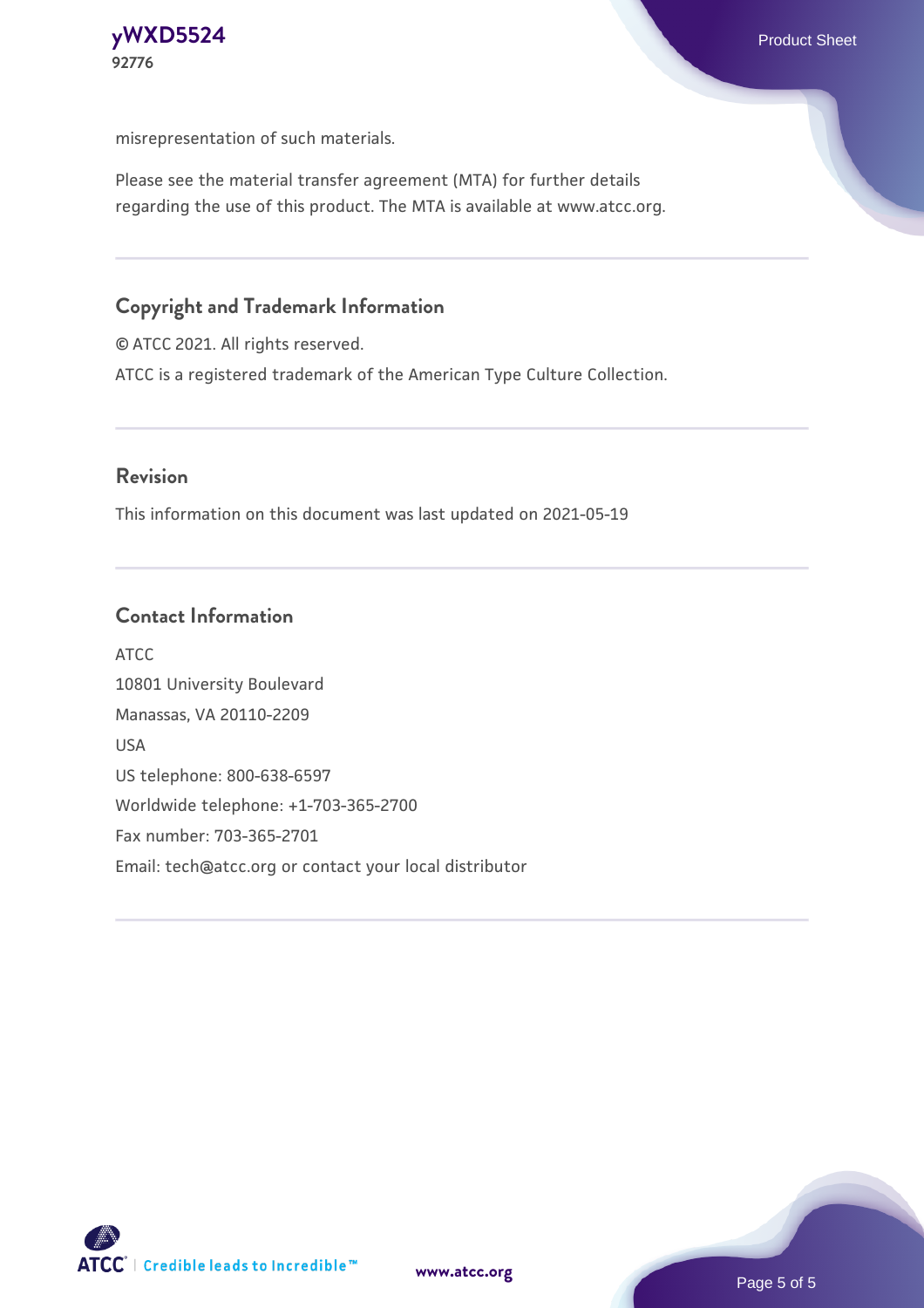misrepresentation of such materials.

Please see the material transfer agreement (MTA) for further details regarding the use of this product. The MTA is available at www.atcc.org.

## Copyright and Trademark Information

© ATCC 2021. All rights reserved.

ATCC is a registered trademark of the American Type Culture Collection.

## Revision

This information on this document was last updated on 2021-05-19

## Contact Information

ATCC
10801 University Boulevard
Manassas, VA 20110-2209
USA
US telephone: 800-638-6597
Worldwide telephone: +1-703-365-2700
Fax number: 703-365-2701
Email: tech@atcc.org or contact your local distributor